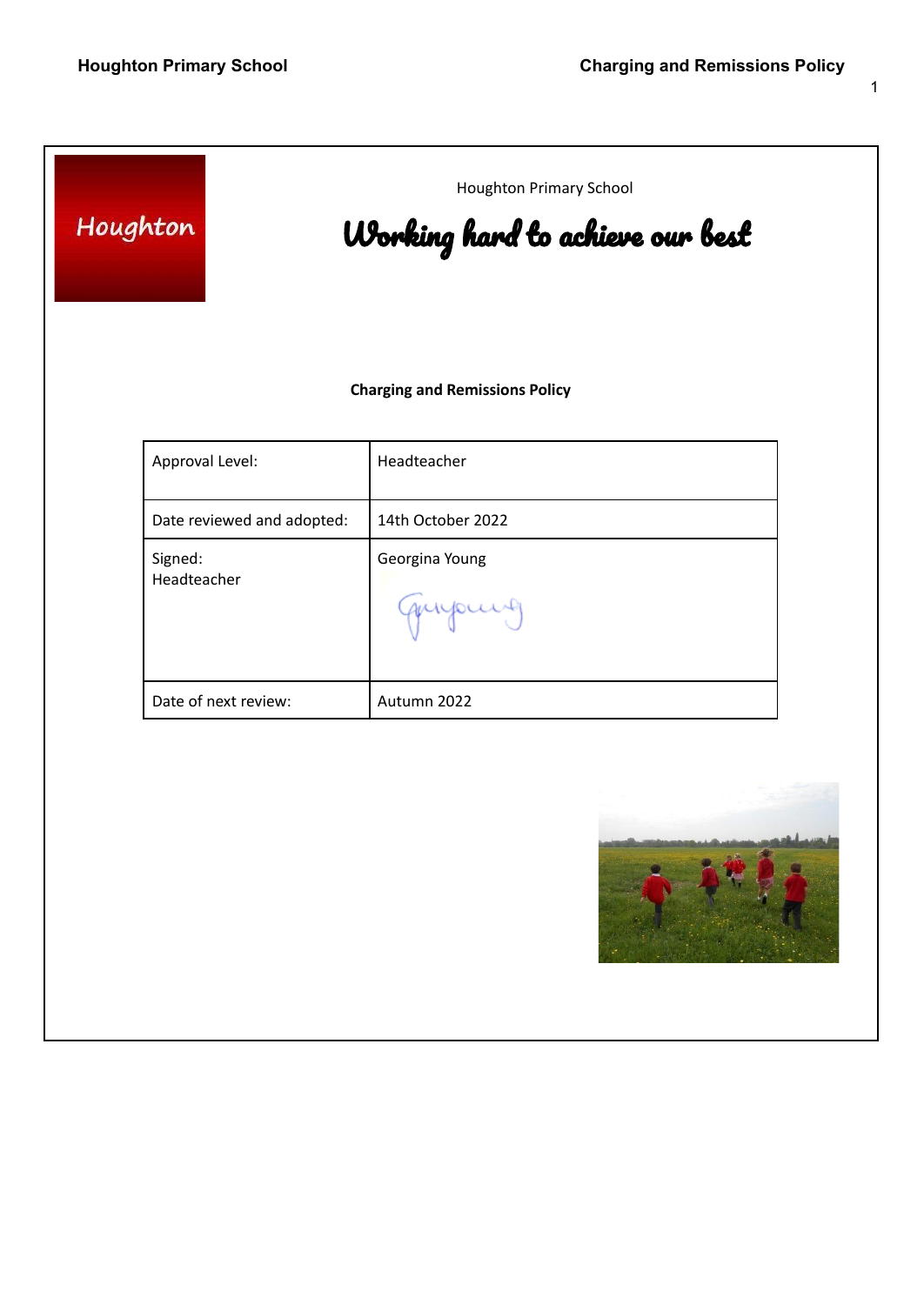Houghton

Houghton Primary School

# Working hard to achieve our best

**Charging and Remissions Policy**

| | |
|---|---|
| Approval Level: | Headteacher |
| Date reviewed and adopted: | 14th October 2022 |
| Signed: Headteacher | Georgina Young |
| Date of next review: | Autumn 2022 |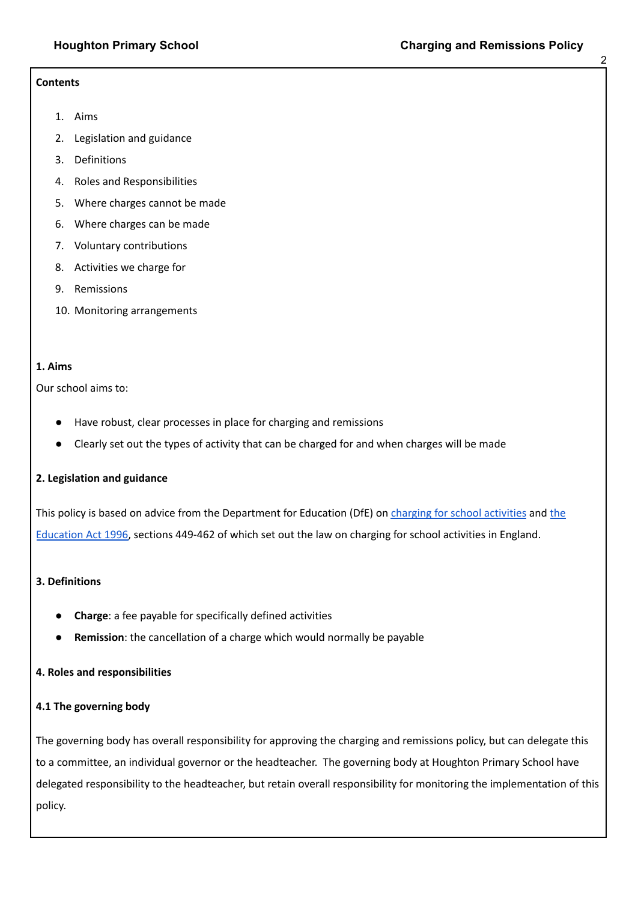**Contents**

1. Aims
2. Legislation and guidance
3. Definitions
4. Roles and Responsibilities
5. Where charges cannot be made
6. Where charges can be made
7. Voluntary contributions
8. Activities we charge for
9. Remissions
10. Monitoring arrangements

## 1. Aims

Our school aims to:

- Have robust, clear processes in place for charging and remissions
- Clearly set out the types of activity that can be charged for and when charges will be made

## 2. Legislation and guidance

This policy is based on advice from the Department for Education (DfE) on [charging for school activities](#) and [the Education Act 1996](#), sections 449-462 of which set out the law on charging for school activities in England.

## 3. Definitions

- **Charge**: a fee payable for specifically defined activities
- **Remission**: the cancellation of a charge which would normally be payable

## 4. Roles and responsibilities

### 4.1 The governing body

The governing body has overall responsibility for approving the charging and remissions policy, but can delegate this to a committee, an individual governor or the headteacher. The governing body at Houghton Primary School have delegated responsibility to the headteacher, but retain overall responsibility for monitoring the implementation of this policy.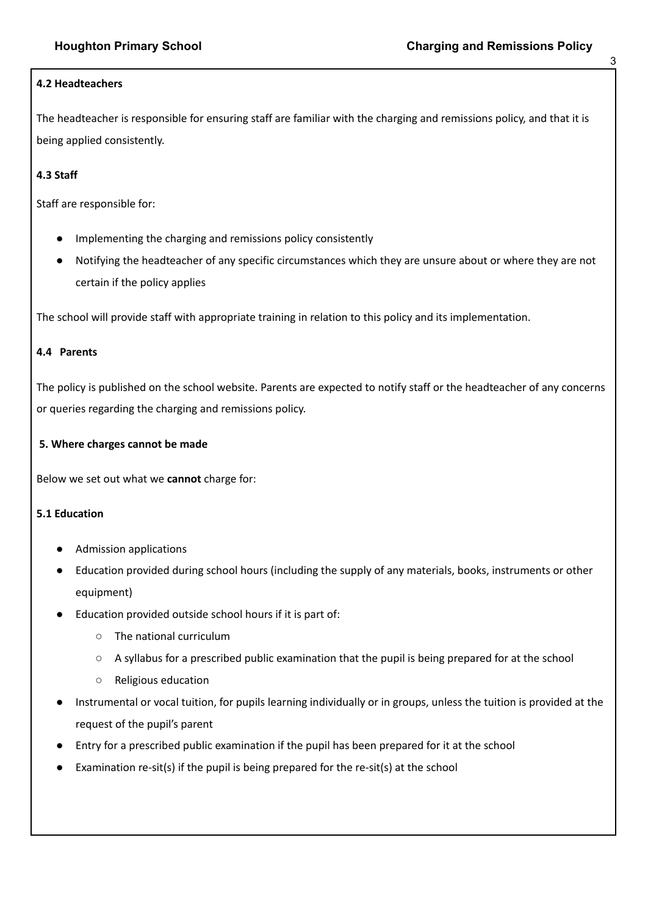### 4.2 Headteachers

The headteacher is responsible for ensuring staff are familiar with the charging and remissions policy, and that it is being applied consistently.

### 4.3 Staff

Staff are responsible for:

- Implementing the charging and remissions policy consistently
- Notifying the headteacher of any specific circumstances which they are unsure about or where they are not certain if the policy applies

The school will provide staff with appropriate training in relation to this policy and its implementation.

### 4.4 Parents

The policy is published on the school website. Parents are expected to notify staff or the headteacher of any concerns or queries regarding the charging and remissions policy.

## 5. Where charges cannot be made

Below we set out what we **cannot** charge for:

### 5.1 Education

- Admission applications
- Education provided during school hours (including the supply of any materials, books, instruments or other equipment)
- Education provided outside school hours if it is part of:
  - The national curriculum
  - A syllabus for a prescribed public examination that the pupil is being prepared for at the school
  - Religious education
- Instrumental or vocal tuition, for pupils learning individually or in groups, unless the tuition is provided at the request of the pupil's parent
- Entry for a prescribed public examination if the pupil has been prepared for it at the school
- Examination re-sit(s) if the pupil is being prepared for the re-sit(s) at the school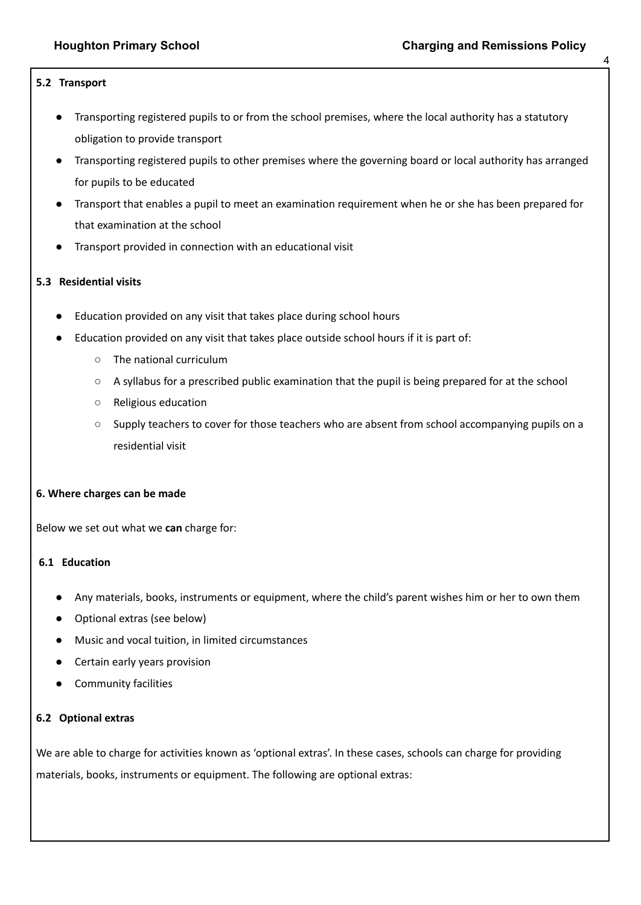### 5.2 Transport

- Transporting registered pupils to or from the school premises, where the local authority has a statutory obligation to provide transport
- Transporting registered pupils to other premises where the governing board or local authority has arranged for pupils to be educated
- Transport that enables a pupil to meet an examination requirement when he or she has been prepared for that examination at the school
- Transport provided in connection with an educational visit

### 5.3 Residential visits

- Education provided on any visit that takes place during school hours
- Education provided on any visit that takes place outside school hours if it is part of:
  - The national curriculum
  - A syllabus for a prescribed public examination that the pupil is being prepared for at the school
  - Religious education
  - Supply teachers to cover for those teachers who are absent from school accompanying pupils on a residential visit

## 6. Where charges can be made

Below we set out what we **can** charge for:

### 6.1 Education

- Any materials, books, instruments or equipment, where the child's parent wishes him or her to own them
- Optional extras (see below)
- Music and vocal tuition, in limited circumstances
- Certain early years provision
- Community facilities

### 6.2 Optional extras

We are able to charge for activities known as 'optional extras'. In these cases, schools can charge for providing materials, books, instruments or equipment. The following are optional extras: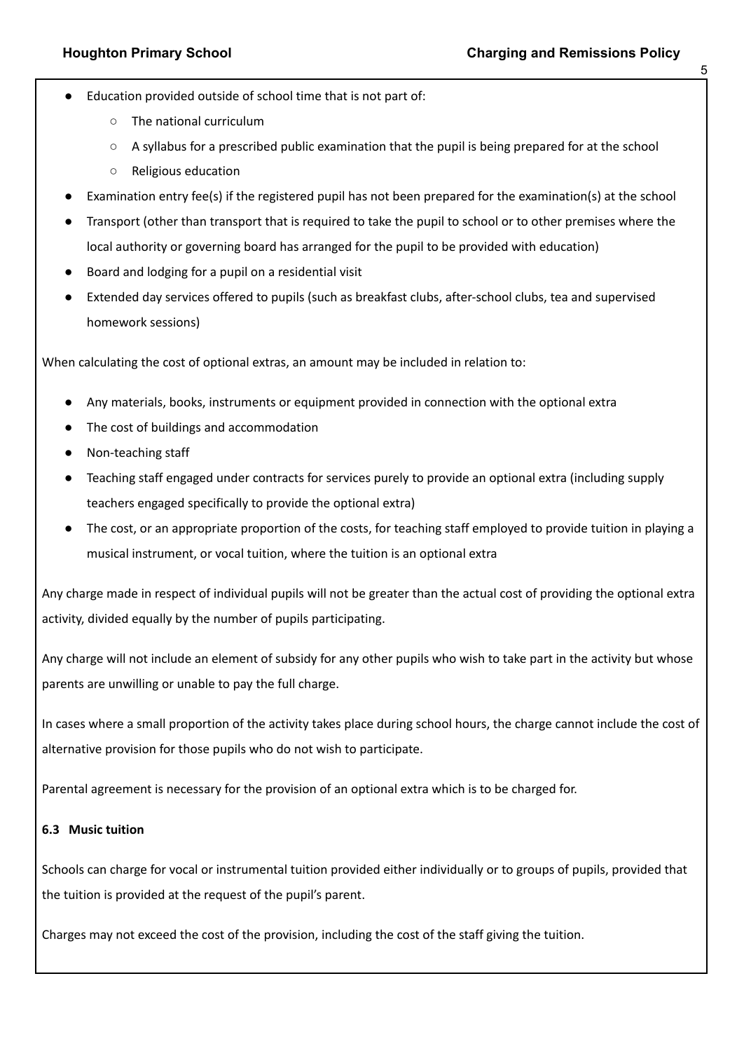- Education provided outside of school time that is not part of:
    - The national curriculum
    - A syllabus for a prescribed public examination that the pupil is being prepared for at the school
    - Religious education
- Examination entry fee(s) if the registered pupil has not been prepared for the examination(s) at the school
- Transport (other than transport that is required to take the pupil to school or to other premises where the local authority or governing board has arranged for the pupil to be provided with education)
- Board and lodging for a pupil on a residential visit
- Extended day services offered to pupils (such as breakfast clubs, after-school clubs, tea and supervised homework sessions)

When calculating the cost of optional extras, an amount may be included in relation to:

- Any materials, books, instruments or equipment provided in connection with the optional extra
- The cost of buildings and accommodation
- Non-teaching staff
- Teaching staff engaged under contracts for services purely to provide an optional extra (including supply teachers engaged specifically to provide the optional extra)
- The cost, or an appropriate proportion of the costs, for teaching staff employed to provide tuition in playing a musical instrument, or vocal tuition, where the tuition is an optional extra

Any charge made in respect of individual pupils will not be greater than the actual cost of providing the optional extra activity, divided equally by the number of pupils participating.

Any charge will not include an element of subsidy for any other pupils who wish to take part in the activity but whose parents are unwilling or unable to pay the full charge.

In cases where a small proportion of the activity takes place during school hours, the charge cannot include the cost of alternative provision for those pupils who do not wish to participate.

Parental agreement is necessary for the provision of an optional extra which is to be charged for.

### 6.3 Music tuition

Schools can charge for vocal or instrumental tuition provided either individually or to groups of pupils, provided that the tuition is provided at the request of the pupil's parent.

Charges may not exceed the cost of the provision, including the cost of the staff giving the tuition.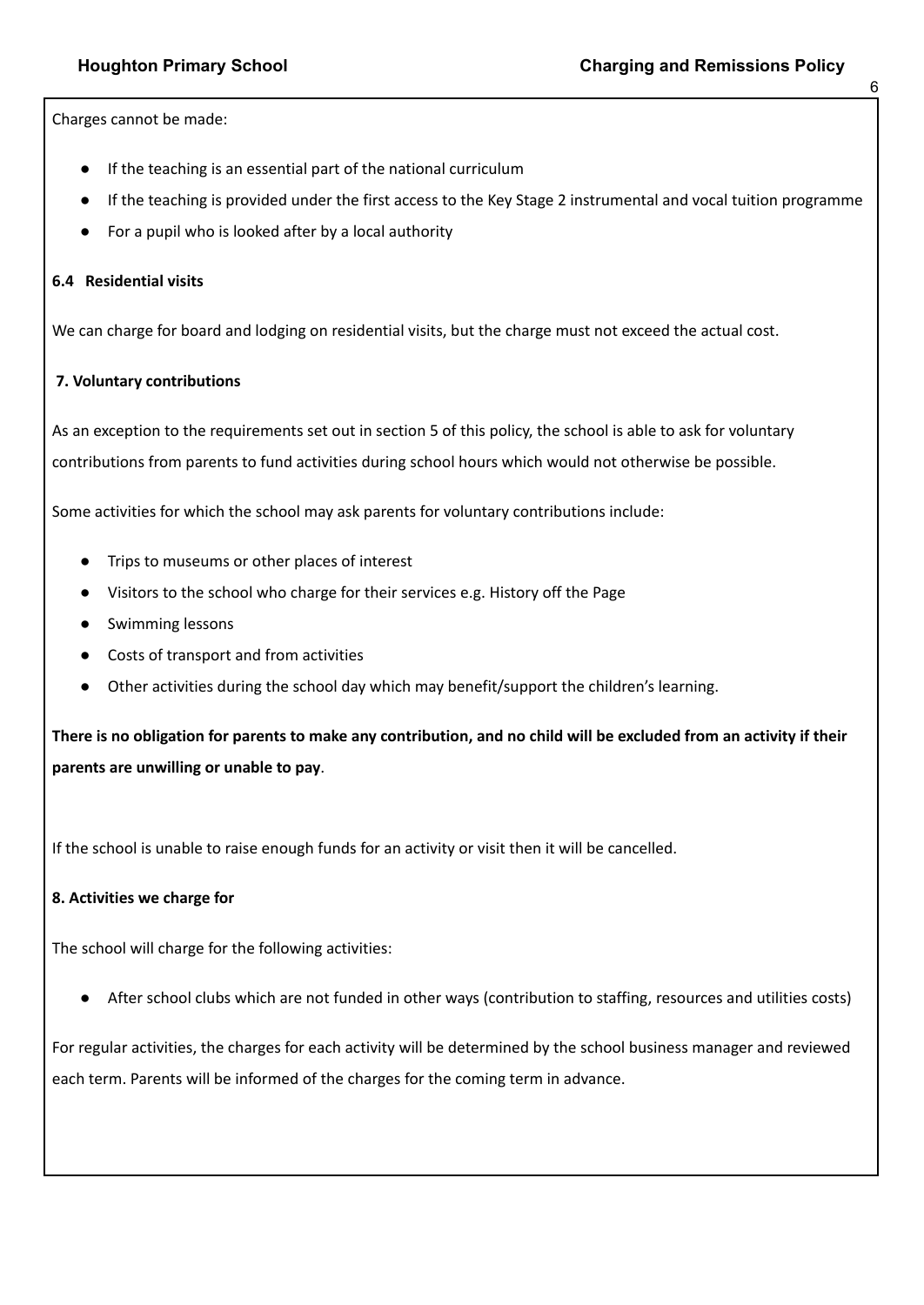Charges cannot be made:

- If the teaching is an essential part of the national curriculum
- If the teaching is provided under the first access to the Key Stage 2 instrumental and vocal tuition programme
- For a pupil who is looked after by a local authority

### 6.4 Residential visits

We can charge for board and lodging on residential visits, but the charge must not exceed the actual cost.

## 7. Voluntary contributions

As an exception to the requirements set out in section 5 of this policy, the school is able to ask for voluntary contributions from parents to fund activities during school hours which would not otherwise be possible.

Some activities for which the school may ask parents for voluntary contributions include:

- Trips to museums or other places of interest
- Visitors to the school who charge for their services e.g. History off the Page
- Swimming lessons
- Costs of transport and from activities
- Other activities during the school day which may benefit/support the children's learning.

**There is no obligation for parents to make any contribution, and no child will be excluded from an activity if their parents are unwilling or unable to pay**.

If the school is unable to raise enough funds for an activity or visit then it will be cancelled.

## 8. Activities we charge for

The school will charge for the following activities:

- After school clubs which are not funded in other ways (contribution to staffing, resources and utilities costs)

For regular activities, the charges for each activity will be determined by the school business manager and reviewed each term. Parents will be informed of the charges for the coming term in advance.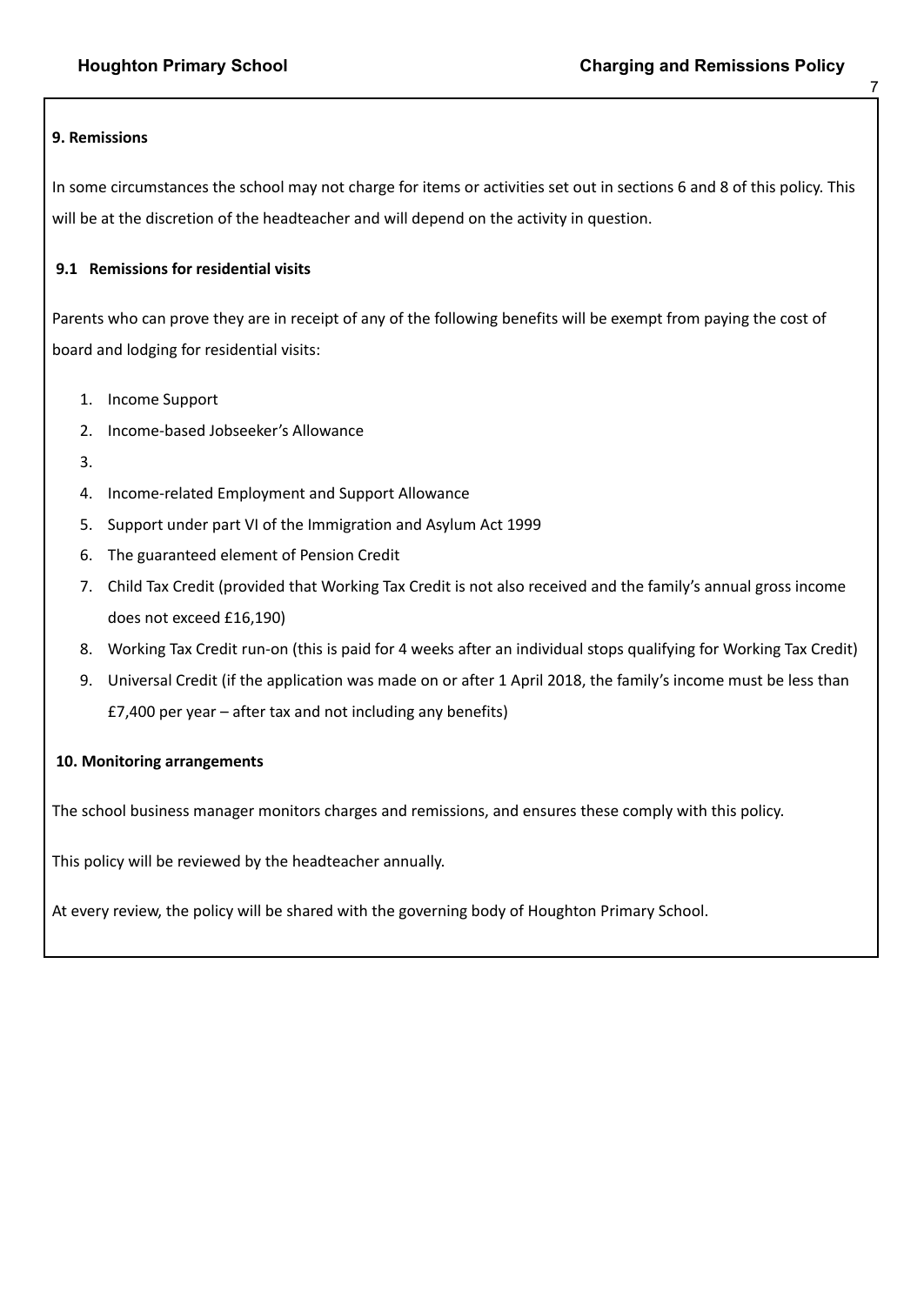## 9. Remissions

In some circumstances the school may not charge for items or activities set out in sections 6 and 8 of this policy. This will be at the discretion of the headteacher and will depend on the activity in question.

### 9.1 Remissions for residential visits

Parents who can prove they are in receipt of any of the following benefits will be exempt from paying the cost of board and lodging for residential visits:

1. Income Support
2. Income-based Jobseeker's Allowance
3. 
4. Income-related Employment and Support Allowance
5. Support under part VI of the Immigration and Asylum Act 1999
6. The guaranteed element of Pension Credit
7. Child Tax Credit (provided that Working Tax Credit is not also received and the family's annual gross income does not exceed £16,190)
8. Working Tax Credit run-on (this is paid for 4 weeks after an individual stops qualifying for Working Tax Credit)
9. Universal Credit (if the application was made on or after 1 April 2018, the family's income must be less than £7,400 per year – after tax and not including any benefits)

## 10. Monitoring arrangements

The school business manager monitors charges and remissions, and ensures these comply with this policy.

This policy will be reviewed by the headteacher annually.

At every review, the policy will be shared with the governing body of Houghton Primary School.